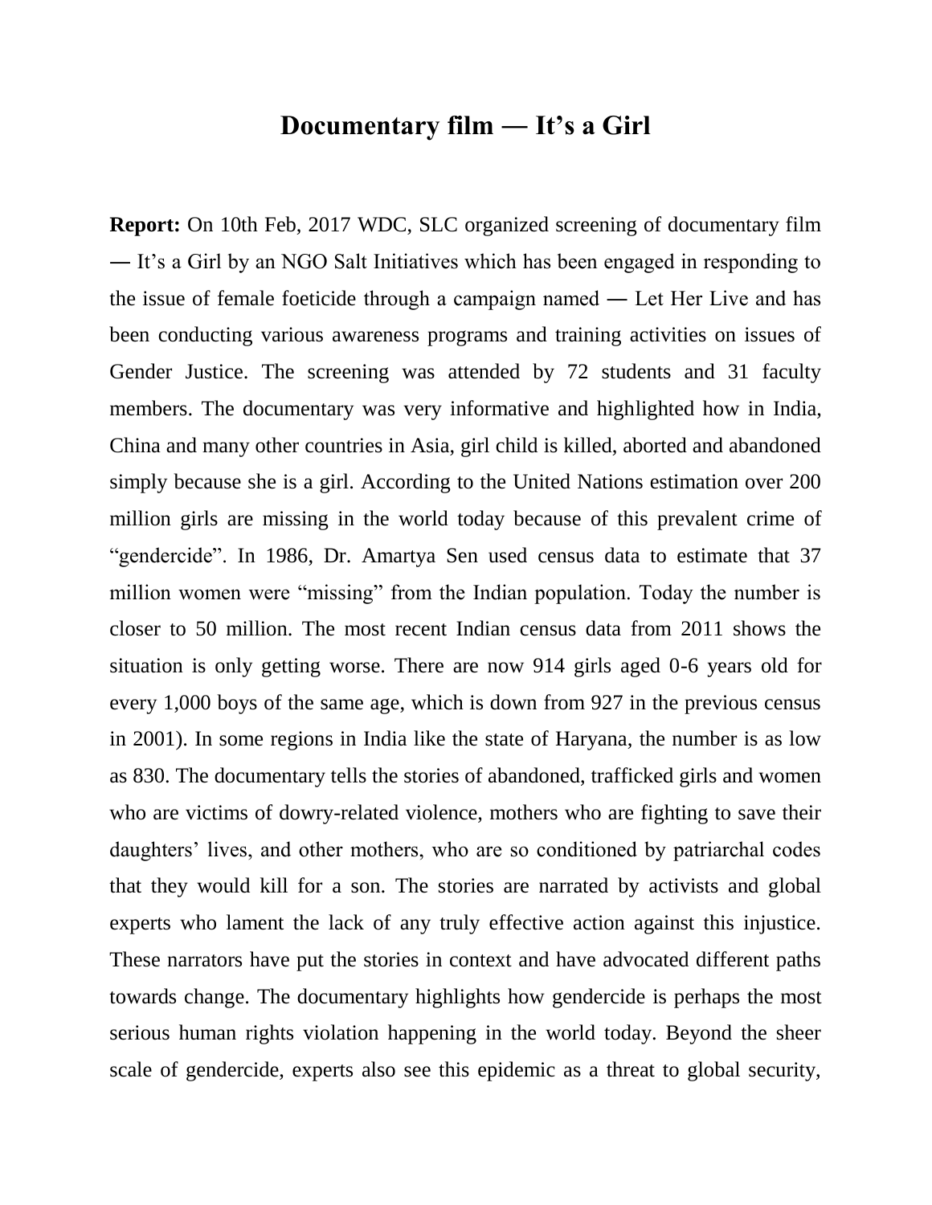# Documentary film ― It's a Girl

**Report:** On 10th Feb, 2017 WDC, SLC organized screening of documentary film ― It's a Girl by an NGO Salt Initiatives which has been engaged in responding to the issue of female foeticide through a campaign named ― Let Her Live and has been conducting various awareness programs and training activities on issues of Gender Justice. The screening was attended by 72 students and 31 faculty members. The documentary was very informative and highlighted how in India, China and many other countries in Asia, girl child is killed, aborted and abandoned simply because she is a girl. According to the United Nations estimation over 200 million girls are missing in the world today because of this prevalent crime of "gendercide". In 1986, Dr. Amartya Sen used census data to estimate that 37 million women were "missing" from the Indian population. Today the number is closer to 50 million. The most recent Indian census data from 2011 shows the situation is only getting worse. There are now 914 girls aged 0-6 years old for every 1,000 boys of the same age, which is down from 927 in the previous census in 2001). In some regions in India like the state of Haryana, the number is as low as 830. The documentary tells the stories of abandoned, trafficked girls and women who are victims of dowry-related violence, mothers who are fighting to save their daughters' lives, and other mothers, who are so conditioned by patriarchal codes that they would kill for a son. The stories are narrated by activists and global experts who lament the lack of any truly effective action against this injustice. These narrators have put the stories in context and have advocated different paths towards change. The documentary highlights how gendercide is perhaps the most serious human rights violation happening in the world today. Beyond the sheer scale of gendercide, experts also see this epidemic as a threat to global security,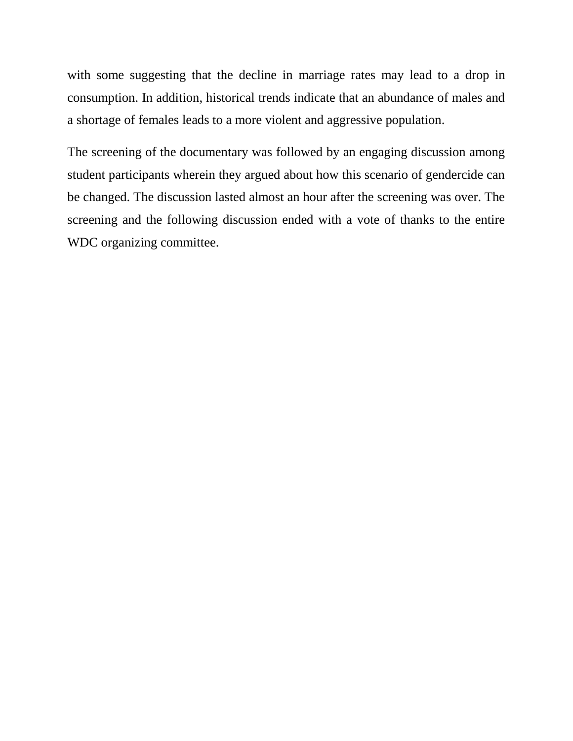with some suggesting that the decline in marriage rates may lead to a drop in consumption. In addition, historical trends indicate that an abundance of males and a shortage of females leads to a more violent and aggressive population.

The screening of the documentary was followed by an engaging discussion among student participants wherein they argued about how this scenario of gendercide can be changed. The discussion lasted almost an hour after the screening was over. The screening and the following discussion ended with a vote of thanks to the entire WDC organizing committee.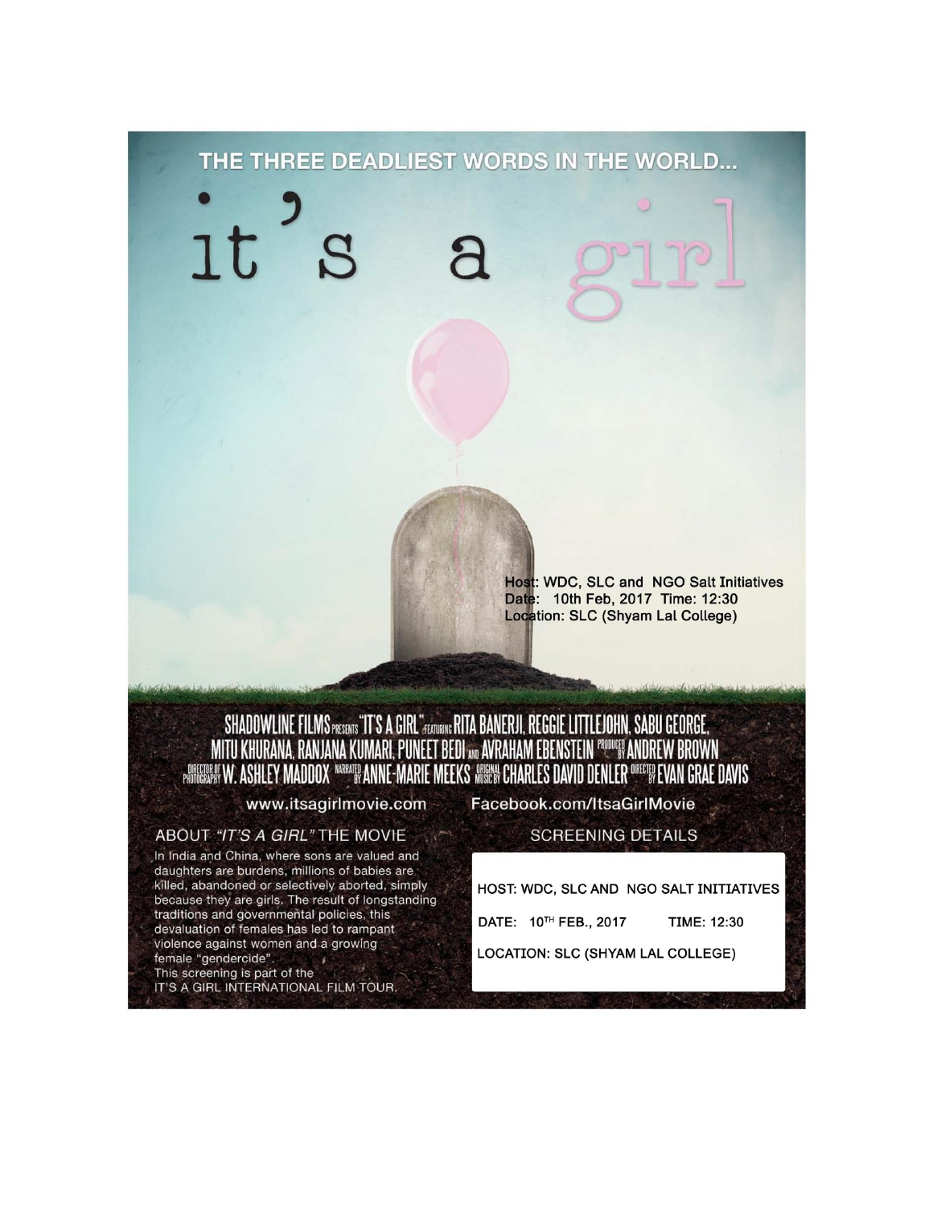THE THREE DEADLIEST WORDS IN THE WORLD...

# it's a girl

Host: WDC, SLC and NGO Salt Initiatives
Date: 10th Feb, 2017 Time: 12:30
Location: SLC (Shyam Lal College)

SHADOWLINE FILMS PRESENTS "IT'S A GIRL" FEATURING RITA BANERJI, REGGIE LITTLEJOHN, SABU GEORGE, MITU KHURANA, RANJANA KUMARI, PUNEET BEDI AND AVRAHAM EBENSTEIN PRODUCED BY ANDREW BROWN DIRECTOR OF PHOTOGRAPHY W. ASHLEY MADDOX NARRATED BY ANNE-MARIE MEEKS ORIGINAL MUSIC BY CHARLES DAVID DENLER DIRECTED BY EVAN GRAE DAVIS

www.itsagirlmovie.com Facebook.com/ItsaGirlMovie

## ABOUT *"IT'S A GIRL"* THE MOVIE

In India and China, where sons are valued and daughters are burdens, millions of babies are killed, abandoned or selectively aborted, simply because they are girls. The result of longstanding traditions and governmental policies, this devaluation of females has led to rampant violence against women and a growing female "gendercide".
This screening is part of the IT'S A GIRL INTERNATIONAL FILM TOUR.

## SCREENING DETAILS

HOST: WDC, SLC AND NGO SALT INITIATIVES

DATE: 10TH FEB., 2017 TIME: 12:30

LOCATION: SLC (SHYAM LAL COLLEGE)